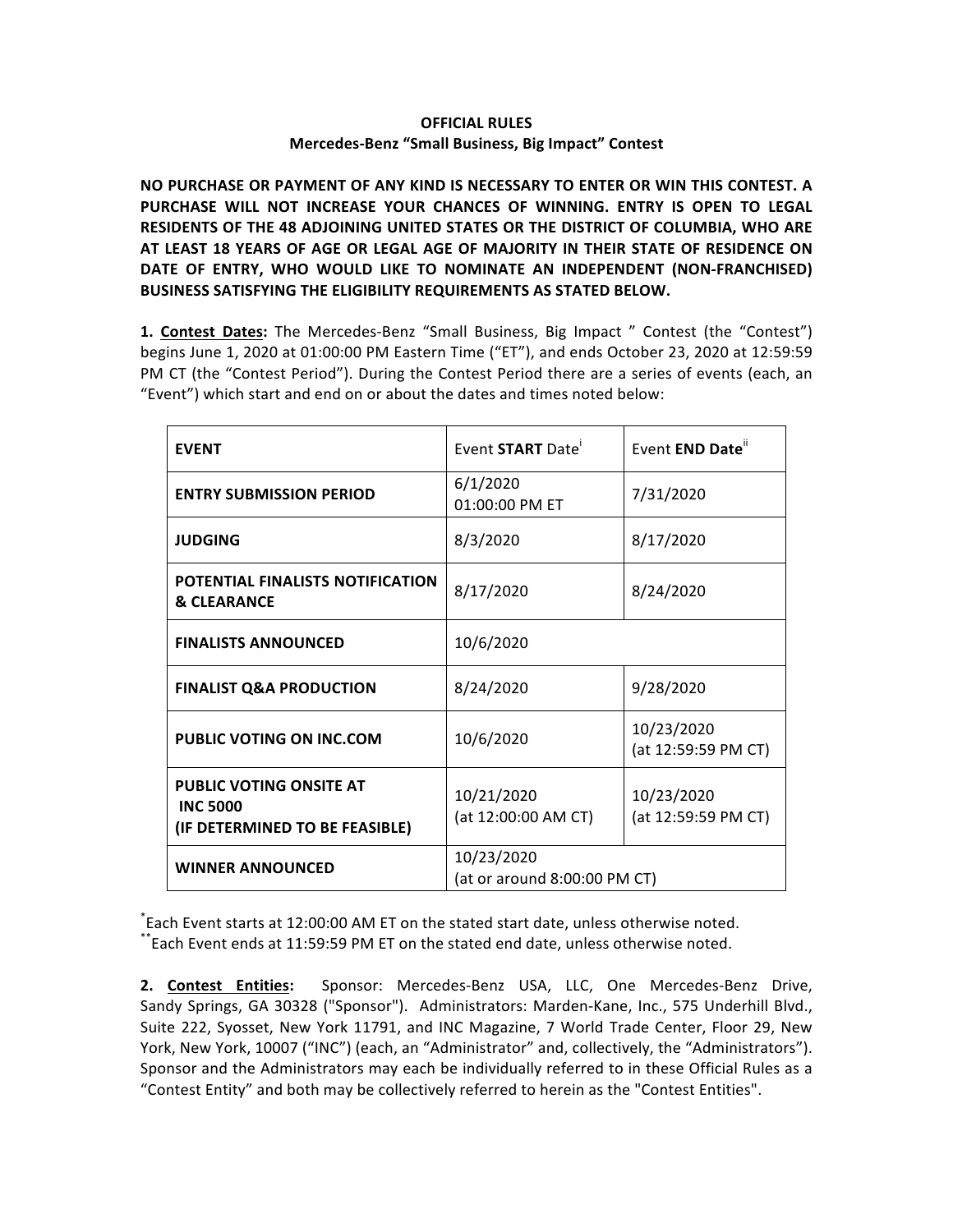**OFFICIAL RULES**
**Mercedes-Benz "Small Business, Big Impact" Contest**

**NO PURCHASE OR PAYMENT OF ANY KIND IS NECESSARY TO ENTER OR WIN THIS CONTEST. A PURCHASE WILL NOT INCREASE YOUR CHANCES OF WINNING. ENTRY IS OPEN TO LEGAL RESIDENTS OF THE 48 ADJOINING UNITED STATES OR THE DISTRICT OF COLUMBIA, WHO ARE AT LEAST 18 YEARS OF AGE OR LEGAL AGE OF MAJORITY IN THEIR STATE OF RESIDENCE ON DATE OF ENTRY, WHO WOULD LIKE TO NOMINATE AN INDEPENDENT (NON-FRANCHISED) BUSINESS SATISFYING THE ELIGIBILITY REQUIREMENTS AS STATED BELOW.**

**1. Contest Dates:** The Mercedes-Benz "Small Business, Big Impact " Contest (the "Contest") begins June 1, 2020 at 01:00:00 PM Eastern Time ("ET"), and ends October 23, 2020 at 12:59:59 PM CT (the "Contest Period"). During the Contest Period there are a series of events (each, an "Event") which start and end on or about the dates and times noted below:

| EVENT | Event **START** Date[i] | Event **END Date**[ii] |
|---|---|---|
| **ENTRY SUBMISSION PERIOD** | 6/1/2020 01:00:00 PM ET | 7/31/2020 |
| **JUDGING** | 8/3/2020 | 8/17/2020 |
| **POTENTIAL FINALISTS NOTIFICATION & CLEARANCE** | 8/17/2020 | 8/24/2020 |
| **FINALISTS ANNOUNCED** | 10/6/2020 | |
| **FINALIST Q&A PRODUCTION** | 8/24/2020 | 9/28/2020 |
| **PUBLIC VOTING ON INC.COM** | 10/6/2020 | 10/23/2020 (at 12:59:59 PM CT) |
| **PUBLIC VOTING ONSITE AT INC 5000 (IF DETERMINED TO BE FEASIBLE)** | 10/21/2020 (at 12:00:00 AM CT) | 10/23/2020 (at 12:59:59 PM CT) |
| **WINNER ANNOUNCED** | 10/23/2020 (at or around 8:00:00 PM CT) | |

*Each Event starts at 12:00:00 AM ET on the stated start date, unless otherwise noted.
**Each Event ends at 11:59:59 PM ET on the stated end date, unless otherwise noted.

**2. Contest Entities:** Sponsor: Mercedes-Benz USA, LLC, One Mercedes-Benz Drive, Sandy Springs, GA 30328 ("Sponsor"). Administrators: Marden-Kane, Inc., 575 Underhill Blvd., Suite 222, Syosset, New York 11791, and INC Magazine, 7 World Trade Center, Floor 29, New York, New York, 10007 ("INC") (each, an "Administrator" and, collectively, the "Administrators"). Sponsor and the Administrators may each be individually referred to in these Official Rules as a "Contest Entity" and both may be collectively referred to herein as the "Contest Entities".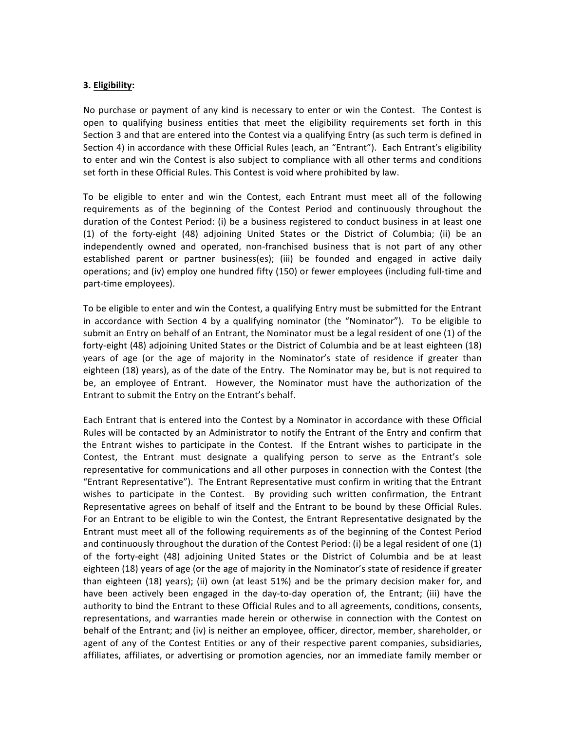**3. Eligibility:**

No purchase or payment of any kind is necessary to enter or win the Contest. The Contest is open to qualifying business entities that meet the eligibility requirements set forth in this Section 3 and that are entered into the Contest via a qualifying Entry (as such term is defined in Section 4) in accordance with these Official Rules (each, an "Entrant"). Each Entrant's eligibility to enter and win the Contest is also subject to compliance with all other terms and conditions set forth in these Official Rules. This Contest is void where prohibited by law.

To be eligible to enter and win the Contest, each Entrant must meet all of the following requirements as of the beginning of the Contest Period and continuously throughout the duration of the Contest Period: (i) be a business registered to conduct business in at least one (1) of the forty-eight (48) adjoining United States or the District of Columbia; (ii) be an independently owned and operated, non-franchised business that is not part of any other established parent or partner business(es); (iii) be founded and engaged in active daily operations; and (iv) employ one hundred fifty (150) or fewer employees (including full-time and part-time employees).

To be eligible to enter and win the Contest, a qualifying Entry must be submitted for the Entrant in accordance with Section 4 by a qualifying nominator (the "Nominator"). To be eligible to submit an Entry on behalf of an Entrant, the Nominator must be a legal resident of one (1) of the forty-eight (48) adjoining United States or the District of Columbia and be at least eighteen (18) years of age (or the age of majority in the Nominator's state of residence if greater than eighteen (18) years), as of the date of the Entry. The Nominator may be, but is not required to be, an employee of Entrant. However, the Nominator must have the authorization of the Entrant to submit the Entry on the Entrant's behalf.

Each Entrant that is entered into the Contest by a Nominator in accordance with these Official Rules will be contacted by an Administrator to notify the Entrant of the Entry and confirm that the Entrant wishes to participate in the Contest. If the Entrant wishes to participate in the Contest, the Entrant must designate a qualifying person to serve as the Entrant's sole representative for communications and all other purposes in connection with the Contest (the "Entrant Representative"). The Entrant Representative must confirm in writing that the Entrant wishes to participate in the Contest. By providing such written confirmation, the Entrant Representative agrees on behalf of itself and the Entrant to be bound by these Official Rules. For an Entrant to be eligible to win the Contest, the Entrant Representative designated by the Entrant must meet all of the following requirements as of the beginning of the Contest Period and continuously throughout the duration of the Contest Period: (i) be a legal resident of one (1) of the forty-eight (48) adjoining United States or the District of Columbia and be at least eighteen (18) years of age (or the age of majority in the Nominator's state of residence if greater than eighteen (18) years); (ii) own (at least 51%) and be the primary decision maker for, and have been actively been engaged in the day-to-day operation of, the Entrant; (iii) have the authority to bind the Entrant to these Official Rules and to all agreements, conditions, consents, representations, and warranties made herein or otherwise in connection with the Contest on behalf of the Entrant; and (iv) is neither an employee, officer, director, member, shareholder, or agent of any of the Contest Entities or any of their respective parent companies, subsidiaries, affiliates, affiliates, or advertising or promotion agencies, nor an immediate family member or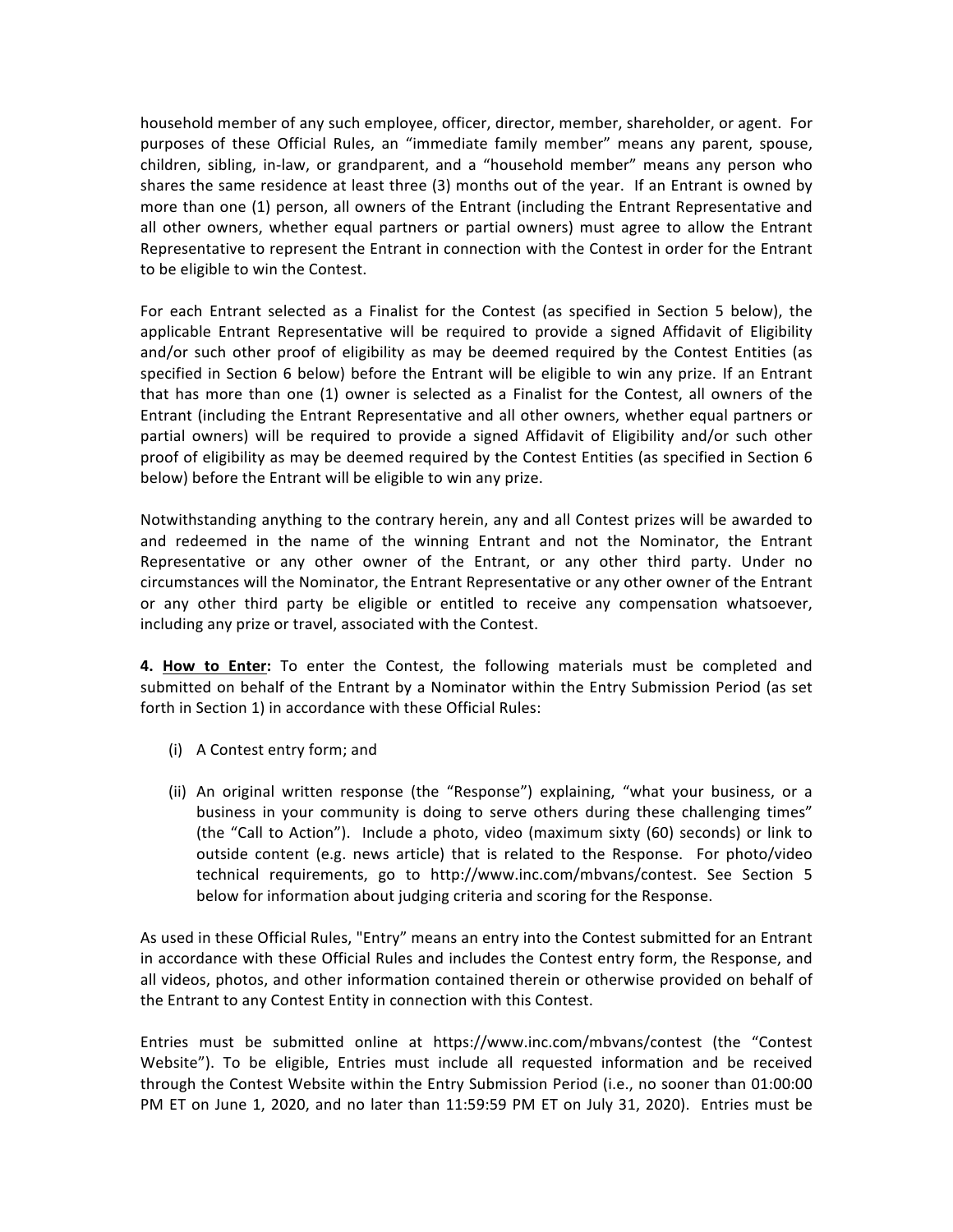household member of any such employee, officer, director, member, shareholder, or agent. For purposes of these Official Rules, an "immediate family member" means any parent, spouse, children, sibling, in-law, or grandparent, and a "household member" means any person who shares the same residence at least three (3) months out of the year. If an Entrant is owned by more than one (1) person, all owners of the Entrant (including the Entrant Representative and all other owners, whether equal partners or partial owners) must agree to allow the Entrant Representative to represent the Entrant in connection with the Contest in order for the Entrant to be eligible to win the Contest.

For each Entrant selected as a Finalist for the Contest (as specified in Section 5 below), the applicable Entrant Representative will be required to provide a signed Affidavit of Eligibility and/or such other proof of eligibility as may be deemed required by the Contest Entities (as specified in Section 6 below) before the Entrant will be eligible to win any prize. If an Entrant that has more than one (1) owner is selected as a Finalist for the Contest, all owners of the Entrant (including the Entrant Representative and all other owners, whether equal partners or partial owners) will be required to provide a signed Affidavit of Eligibility and/or such other proof of eligibility as may be deemed required by the Contest Entities (as specified in Section 6 below) before the Entrant will be eligible to win any prize.

Notwithstanding anything to the contrary herein, any and all Contest prizes will be awarded to and redeemed in the name of the winning Entrant and not the Nominator, the Entrant Representative or any other owner of the Entrant, or any other third party. Under no circumstances will the Nominator, the Entrant Representative or any other owner of the Entrant or any other third party be eligible or entitled to receive any compensation whatsoever, including any prize or travel, associated with the Contest.

**4. How to Enter:** To enter the Contest, the following materials must be completed and submitted on behalf of the Entrant by a Nominator within the Entry Submission Period (as set forth in Section 1) in accordance with these Official Rules:

(i) A Contest entry form; and

(ii) An original written response (the "Response") explaining, "what your business, or a business in your community is doing to serve others during these challenging times" (the "Call to Action"). Include a photo, video (maximum sixty (60) seconds) or link to outside content (e.g. news article) that is related to the Response. For photo/video technical requirements, go to http://www.inc.com/mbvans/contest. See Section 5 below for information about judging criteria and scoring for the Response.

As used in these Official Rules, "Entry" means an entry into the Contest submitted for an Entrant in accordance with these Official Rules and includes the Contest entry form, the Response, and all videos, photos, and other information contained therein or otherwise provided on behalf of the Entrant to any Contest Entity in connection with this Contest.

Entries must be submitted online at https://www.inc.com/mbvans/contest (the "Contest Website"). To be eligible, Entries must include all requested information and be received through the Contest Website within the Entry Submission Period (i.e., no sooner than 01:00:00 PM ET on June 1, 2020, and no later than 11:59:59 PM ET on July 31, 2020). Entries must be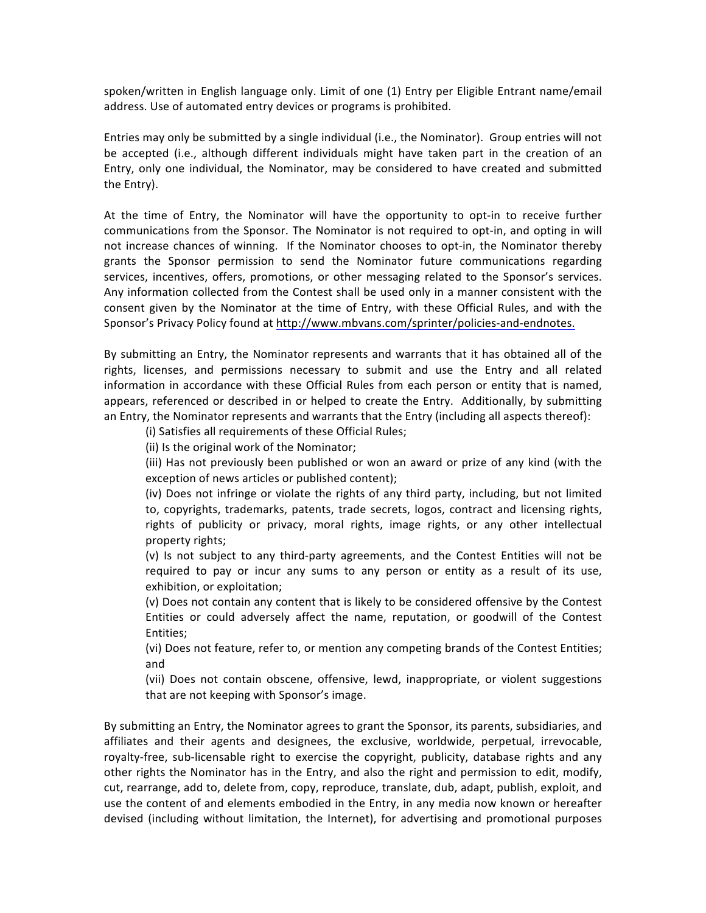spoken/written in English language only. Limit of one (1) Entry per Eligible Entrant name/email address. Use of automated entry devices or programs is prohibited.

Entries may only be submitted by a single individual (i.e., the Nominator). Group entries will not be accepted (i.e., although different individuals might have taken part in the creation of an Entry, only one individual, the Nominator, may be considered to have created and submitted the Entry).

At the time of Entry, the Nominator will have the opportunity to opt-in to receive further communications from the Sponsor. The Nominator is not required to opt-in, and opting in will not increase chances of winning. If the Nominator chooses to opt-in, the Nominator thereby grants the Sponsor permission to send the Nominator future communications regarding services, incentives, offers, promotions, or other messaging related to the Sponsor's services. Any information collected from the Contest shall be used only in a manner consistent with the consent given by the Nominator at the time of Entry, with these Official Rules, and with the Sponsor's Privacy Policy found at http://www.mbvans.com/sprinter/policies-and-endnotes.

By submitting an Entry, the Nominator represents and warrants that it has obtained all of the rights, licenses, and permissions necessary to submit and use the Entry and all related information in accordance with these Official Rules from each person or entity that is named, appears, referenced or described in or helped to create the Entry. Additionally, by submitting an Entry, the Nominator represents and warrants that the Entry (including all aspects thereof):

(i) Satisfies all requirements of these Official Rules;

(ii) Is the original work of the Nominator;

(iii) Has not previously been published or won an award or prize of any kind (with the exception of news articles or published content);

(iv) Does not infringe or violate the rights of any third party, including, but not limited to, copyrights, trademarks, patents, trade secrets, logos, contract and licensing rights, rights of publicity or privacy, moral rights, image rights, or any other intellectual property rights;

(v) Is not subject to any third-party agreements, and the Contest Entities will not be required to pay or incur any sums to any person or entity as a result of its use, exhibition, or exploitation;

(v) Does not contain any content that is likely to be considered offensive by the Contest Entities or could adversely affect the name, reputation, or goodwill of the Contest Entities;

(vi) Does not feature, refer to, or mention any competing brands of the Contest Entities; and

(vii) Does not contain obscene, offensive, lewd, inappropriate, or violent suggestions that are not keeping with Sponsor's image.

By submitting an Entry, the Nominator agrees to grant the Sponsor, its parents, subsidiaries, and affiliates and their agents and designees, the exclusive, worldwide, perpetual, irrevocable, royalty-free, sub-licensable right to exercise the copyright, publicity, database rights and any other rights the Nominator has in the Entry, and also the right and permission to edit, modify, cut, rearrange, add to, delete from, copy, reproduce, translate, dub, adapt, publish, exploit, and use the content of and elements embodied in the Entry, in any media now known or hereafter devised (including without limitation, the Internet), for advertising and promotional purposes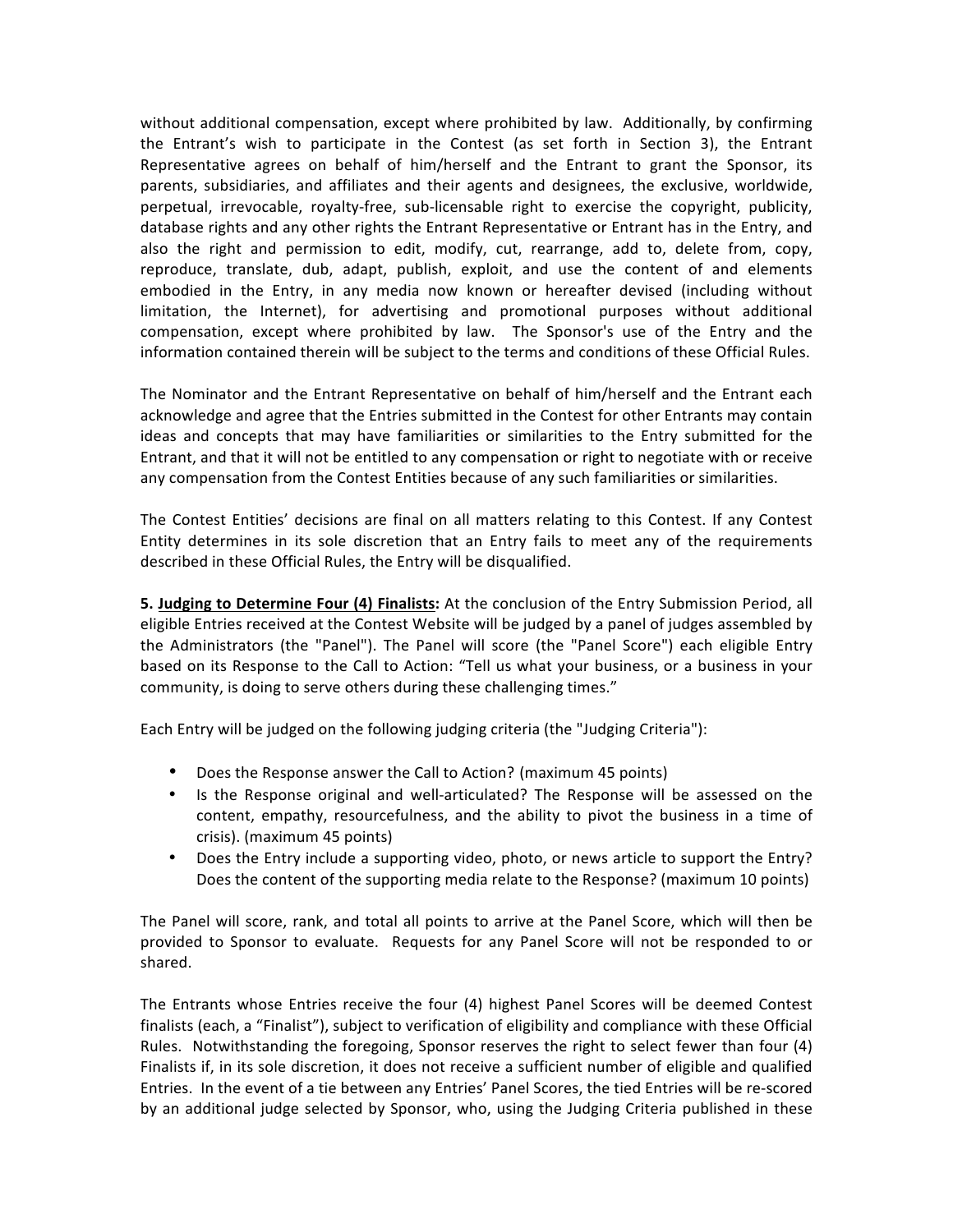without additional compensation, except where prohibited by law. Additionally, by confirming the Entrant's wish to participate in the Contest (as set forth in Section 3), the Entrant Representative agrees on behalf of him/herself and the Entrant to grant the Sponsor, its parents, subsidiaries, and affiliates and their agents and designees, the exclusive, worldwide, perpetual, irrevocable, royalty-free, sub-licensable right to exercise the copyright, publicity, database rights and any other rights the Entrant Representative or Entrant has in the Entry, and also the right and permission to edit, modify, cut, rearrange, add to, delete from, copy, reproduce, translate, dub, adapt, publish, exploit, and use the content of and elements embodied in the Entry, in any media now known or hereafter devised (including without limitation, the Internet), for advertising and promotional purposes without additional compensation, except where prohibited by law. The Sponsor's use of the Entry and the information contained therein will be subject to the terms and conditions of these Official Rules.

The Nominator and the Entrant Representative on behalf of him/herself and the Entrant each acknowledge and agree that the Entries submitted in the Contest for other Entrants may contain ideas and concepts that may have familiarities or similarities to the Entry submitted for the Entrant, and that it will not be entitled to any compensation or right to negotiate with or receive any compensation from the Contest Entities because of any such familiarities or similarities.

The Contest Entities' decisions are final on all matters relating to this Contest. If any Contest Entity determines in its sole discretion that an Entry fails to meet any of the requirements described in these Official Rules, the Entry will be disqualified.

**5. <u>Judging to Determine Four (4) Finalists</u>:** At the conclusion of the Entry Submission Period, all eligible Entries received at the Contest Website will be judged by a panel of judges assembled by the Administrators (the "Panel"). The Panel will score (the "Panel Score") each eligible Entry based on its Response to the Call to Action: "Tell us what your business, or a business in your community, is doing to serve others during these challenging times."

Each Entry will be judged on the following judging criteria (the "Judging Criteria"):

- Does the Response answer the Call to Action? (maximum 45 points)
- Is the Response original and well-articulated? The Response will be assessed on the content, empathy, resourcefulness, and the ability to pivot the business in a time of crisis). (maximum 45 points)
- Does the Entry include a supporting video, photo, or news article to support the Entry? Does the content of the supporting media relate to the Response? (maximum 10 points)

The Panel will score, rank, and total all points to arrive at the Panel Score, which will then be provided to Sponsor to evaluate. Requests for any Panel Score will not be responded to or shared.

The Entrants whose Entries receive the four (4) highest Panel Scores will be deemed Contest finalists (each, a "Finalist"), subject to verification of eligibility and compliance with these Official Rules. Notwithstanding the foregoing, Sponsor reserves the right to select fewer than four (4) Finalists if, in its sole discretion, it does not receive a sufficient number of eligible and qualified Entries. In the event of a tie between any Entries' Panel Scores, the tied Entries will be re-scored by an additional judge selected by Sponsor, who, using the Judging Criteria published in these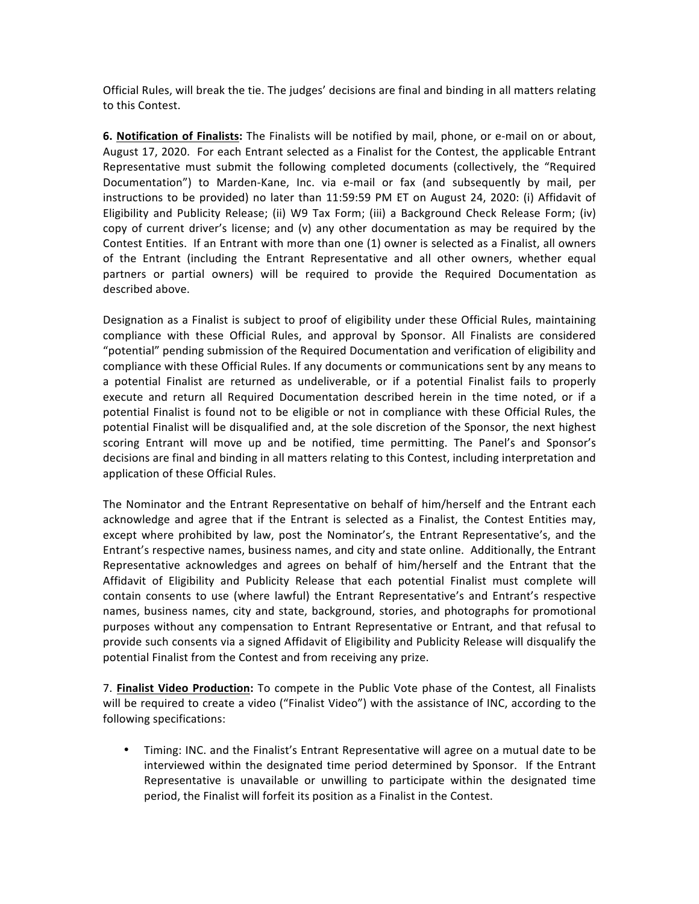Official Rules, will break the tie. The judges' decisions are final and binding in all matters relating to this Contest.

**6. Notification of Finalists:** The Finalists will be notified by mail, phone, or e-mail on or about, August 17, 2020. For each Entrant selected as a Finalist for the Contest, the applicable Entrant Representative must submit the following completed documents (collectively, the "Required Documentation") to Marden-Kane, Inc. via e-mail or fax (and subsequently by mail, per instructions to be provided) no later than 11:59:59 PM ET on August 24, 2020: (i) Affidavit of Eligibility and Publicity Release; (ii) W9 Tax Form; (iii) a Background Check Release Form; (iv) copy of current driver's license; and (v) any other documentation as may be required by the Contest Entities. If an Entrant with more than one (1) owner is selected as a Finalist, all owners of the Entrant (including the Entrant Representative and all other owners, whether equal partners or partial owners) will be required to provide the Required Documentation as described above.

Designation as a Finalist is subject to proof of eligibility under these Official Rules, maintaining compliance with these Official Rules, and approval by Sponsor. All Finalists are considered "potential" pending submission of the Required Documentation and verification of eligibility and compliance with these Official Rules. If any documents or communications sent by any means to a potential Finalist are returned as undeliverable, or if a potential Finalist fails to properly execute and return all Required Documentation described herein in the time noted, or if a potential Finalist is found not to be eligible or not in compliance with these Official Rules, the potential Finalist will be disqualified and, at the sole discretion of the Sponsor, the next highest scoring Entrant will move up and be notified, time permitting. The Panel's and Sponsor's decisions are final and binding in all matters relating to this Contest, including interpretation and application of these Official Rules.

The Nominator and the Entrant Representative on behalf of him/herself and the Entrant each acknowledge and agree that if the Entrant is selected as a Finalist, the Contest Entities may, except where prohibited by law, post the Nominator's, the Entrant Representative's, and the Entrant's respective names, business names, and city and state online. Additionally, the Entrant Representative acknowledges and agrees on behalf of him/herself and the Entrant that the Affidavit of Eligibility and Publicity Release that each potential Finalist must complete will contain consents to use (where lawful) the Entrant Representative's and Entrant's respective names, business names, city and state, background, stories, and photographs for promotional purposes without any compensation to Entrant Representative or Entrant, and that refusal to provide such consents via a signed Affidavit of Eligibility and Publicity Release will disqualify the potential Finalist from the Contest and from receiving any prize.

7. **Finalist Video Production:** To compete in the Public Vote phase of the Contest, all Finalists will be required to create a video ("Finalist Video") with the assistance of INC, according to the following specifications:

- Timing: INC. and the Finalist's Entrant Representative will agree on a mutual date to be interviewed within the designated time period determined by Sponsor. If the Entrant Representative is unavailable or unwilling to participate within the designated time period, the Finalist will forfeit its position as a Finalist in the Contest.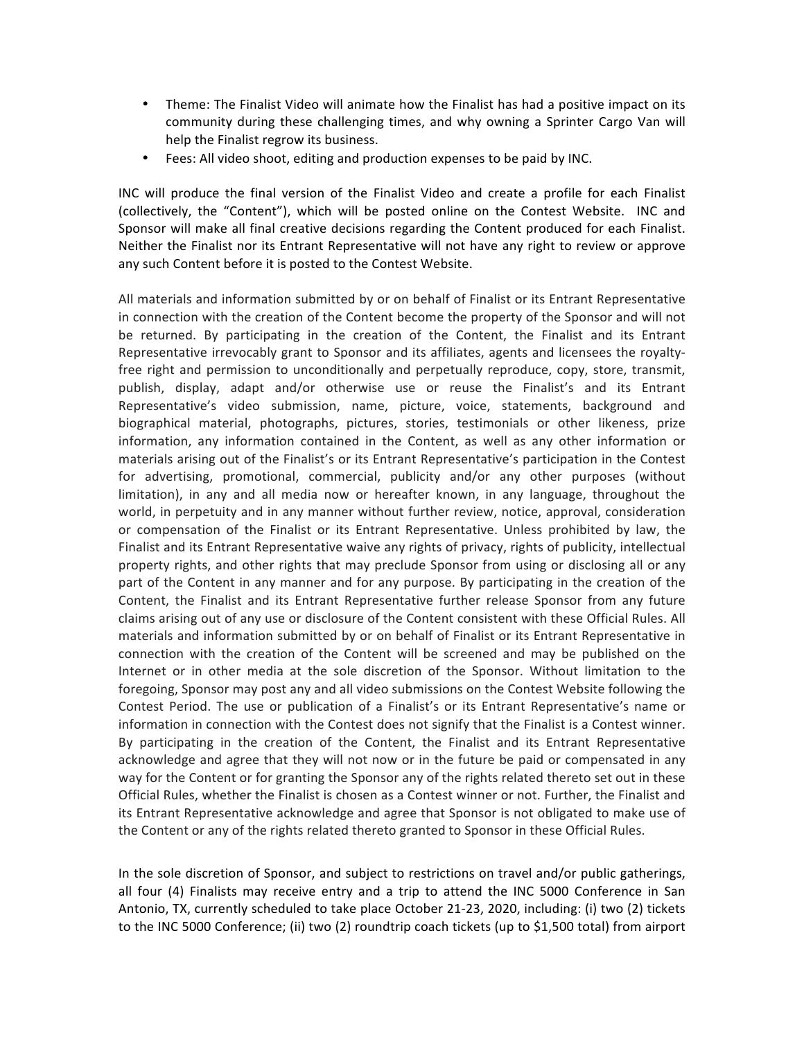- Theme: The Finalist Video will animate how the Finalist has had a positive impact on its community during these challenging times, and why owning a Sprinter Cargo Van will help the Finalist regrow its business.
- Fees: All video shoot, editing and production expenses to be paid by INC.

INC will produce the final version of the Finalist Video and create a profile for each Finalist (collectively, the "Content"), which will be posted online on the Contest Website. INC and Sponsor will make all final creative decisions regarding the Content produced for each Finalist. Neither the Finalist nor its Entrant Representative will not have any right to review or approve any such Content before it is posted to the Contest Website.

All materials and information submitted by or on behalf of Finalist or its Entrant Representative in connection with the creation of the Content become the property of the Sponsor and will not be returned. By participating in the creation of the Content, the Finalist and its Entrant Representative irrevocably grant to Sponsor and its affiliates, agents and licensees the royalty-free right and permission to unconditionally and perpetually reproduce, copy, store, transmit, publish, display, adapt and/or otherwise use or reuse the Finalist's and its Entrant Representative's video submission, name, picture, voice, statements, background and biographical material, photographs, pictures, stories, testimonials or other likeness, prize information, any information contained in the Content, as well as any other information or materials arising out of the Finalist's or its Entrant Representative's participation in the Contest for advertising, promotional, commercial, publicity and/or any other purposes (without limitation), in any and all media now or hereafter known, in any language, throughout the world, in perpetuity and in any manner without further review, notice, approval, consideration or compensation of the Finalist or its Entrant Representative. Unless prohibited by law, the Finalist and its Entrant Representative waive any rights of privacy, rights of publicity, intellectual property rights, and other rights that may preclude Sponsor from using or disclosing all or any part of the Content in any manner and for any purpose. By participating in the creation of the Content, the Finalist and its Entrant Representative further release Sponsor from any future claims arising out of any use or disclosure of the Content consistent with these Official Rules. All materials and information submitted by or on behalf of Finalist or its Entrant Representative in connection with the creation of the Content will be screened and may be published on the Internet or in other media at the sole discretion of the Sponsor. Without limitation to the foregoing, Sponsor may post any and all video submissions on the Contest Website following the Contest Period. The use or publication of a Finalist's or its Entrant Representative's name or information in connection with the Contest does not signify that the Finalist is a Contest winner. By participating in the creation of the Content, the Finalist and its Entrant Representative acknowledge and agree that they will not now or in the future be paid or compensated in any way for the Content or for granting the Sponsor any of the rights related thereto set out in these Official Rules, whether the Finalist is chosen as a Contest winner or not. Further, the Finalist and its Entrant Representative acknowledge and agree that Sponsor is not obligated to make use of the Content or any of the rights related thereto granted to Sponsor in these Official Rules.

In the sole discretion of Sponsor, and subject to restrictions on travel and/or public gatherings, all four (4) Finalists may receive entry and a trip to attend the INC 5000 Conference in San Antonio, TX, currently scheduled to take place October 21-23, 2020, including: (i) two (2) tickets to the INC 5000 Conference; (ii) two (2) roundtrip coach tickets (up to $1,500 total) from airport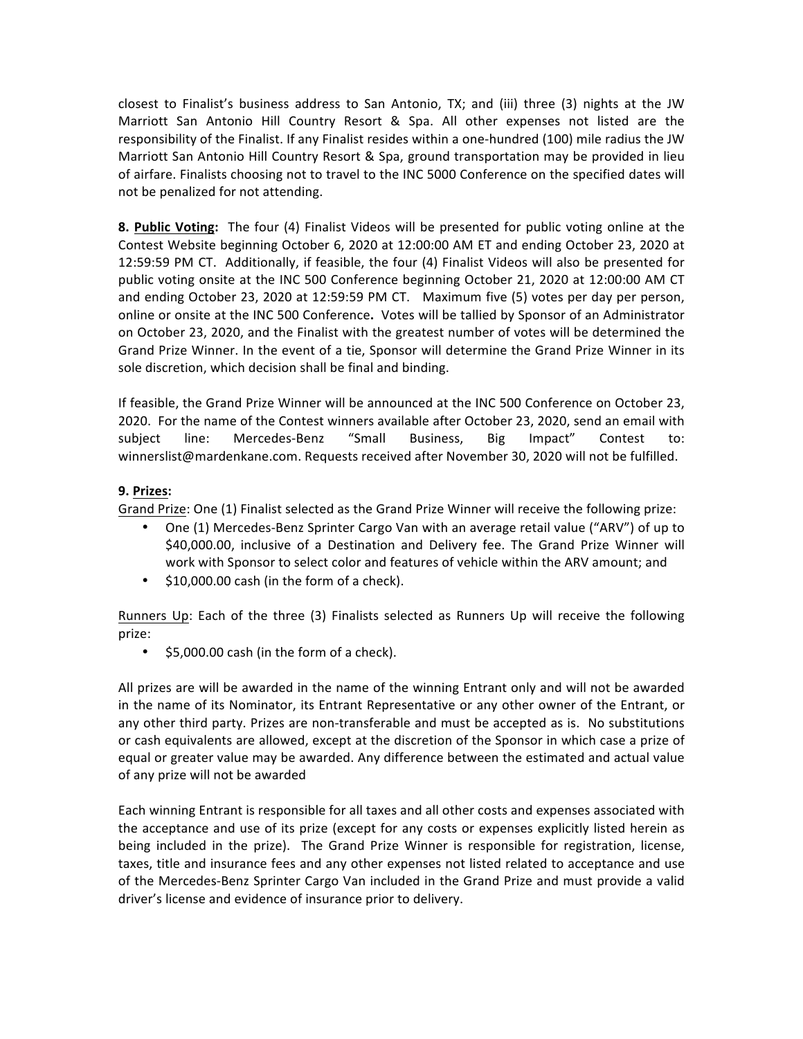closest to Finalist's business address to San Antonio, TX; and (iii) three (3) nights at the JW Marriott San Antonio Hill Country Resort & Spa. All other expenses not listed are the responsibility of the Finalist. If any Finalist resides within a one-hundred (100) mile radius the JW Marriott San Antonio Hill Country Resort & Spa, ground transportation may be provided in lieu of airfare. Finalists choosing not to travel to the INC 5000 Conference on the specified dates will not be penalized for not attending.

**8. <u>Public Voting</u>:** The four (4) Finalist Videos will be presented for public voting online at the Contest Website beginning October 6, 2020 at 12:00:00 AM ET and ending October 23, 2020 at 12:59:59 PM CT. Additionally, if feasible, the four (4) Finalist Videos will also be presented for public voting onsite at the INC 500 Conference beginning October 21, 2020 at 12:00:00 AM CT and ending October 23, 2020 at 12:59:59 PM CT. Maximum five (5) votes per day per person, online or onsite at the INC 500 Conference**.** Votes will be tallied by Sponsor of an Administrator on October 23, 2020, and the Finalist with the greatest number of votes will be determined the Grand Prize Winner. In the event of a tie, Sponsor will determine the Grand Prize Winner in its sole discretion, which decision shall be final and binding.

If feasible, the Grand Prize Winner will be announced at the INC 500 Conference on October 23, 2020. For the name of the Contest winners available after October 23, 2020, send an email with subject line: Mercedes-Benz "Small Business, Big Impact" Contest to: winnerslist@mardenkane.com. Requests received after November 30, 2020 will not be fulfilled.

**9. <u>Prizes</u>:**

<u>Grand Prize</u>: One (1) Finalist selected as the Grand Prize Winner will receive the following prize:

- One (1) Mercedes-Benz Sprinter Cargo Van with an average retail value ("ARV") of up to $40,000.00, inclusive of a Destination and Delivery fee. The Grand Prize Winner will work with Sponsor to select color and features of vehicle within the ARV amount; and
- $10,000.00 cash (in the form of a check).

<u>Runners Up</u>: Each of the three (3) Finalists selected as Runners Up will receive the following prize:

- $5,000.00 cash (in the form of a check).

All prizes are will be awarded in the name of the winning Entrant only and will not be awarded in the name of its Nominator, its Entrant Representative or any other owner of the Entrant, or any other third party. Prizes are non-transferable and must be accepted as is. No substitutions or cash equivalents are allowed, except at the discretion of the Sponsor in which case a prize of equal or greater value may be awarded. Any difference between the estimated and actual value of any prize will not be awarded

Each winning Entrant is responsible for all taxes and all other costs and expenses associated with the acceptance and use of its prize (except for any costs or expenses explicitly listed herein as being included in the prize). The Grand Prize Winner is responsible for registration, license, taxes, title and insurance fees and any other expenses not listed related to acceptance and use of the Mercedes-Benz Sprinter Cargo Van included in the Grand Prize and must provide a valid driver's license and evidence of insurance prior to delivery.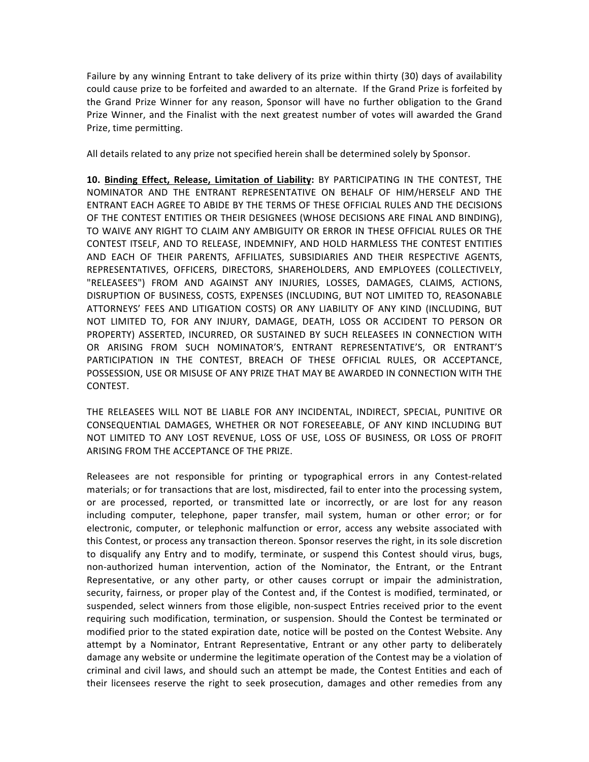Failure by any winning Entrant to take delivery of its prize within thirty (30) days of availability could cause prize to be forfeited and awarded to an alternate. If the Grand Prize is forfeited by the Grand Prize Winner for any reason, Sponsor will have no further obligation to the Grand Prize Winner, and the Finalist with the next greatest number of votes will awarded the Grand Prize, time permitting.

All details related to any prize not specified herein shall be determined solely by Sponsor.

**10. <u>Binding Effect, Release, Limitation of Liability</u>:** BY PARTICIPATING IN THE CONTEST, THE NOMINATOR AND THE ENTRANT REPRESENTATIVE ON BEHALF OF HIM/HERSELF AND THE ENTRANT EACH AGREE TO ABIDE BY THE TERMS OF THESE OFFICIAL RULES AND THE DECISIONS OF THE CONTEST ENTITIES OR THEIR DESIGNEES (WHOSE DECISIONS ARE FINAL AND BINDING), TO WAIVE ANY RIGHT TO CLAIM ANY AMBIGUITY OR ERROR IN THESE OFFICIAL RULES OR THE CONTEST ITSELF, AND TO RELEASE, INDEMNIFY, AND HOLD HARMLESS THE CONTEST ENTITIES AND EACH OF THEIR PARENTS, AFFILIATES, SUBSIDIARIES AND THEIR RESPECTIVE AGENTS, REPRESENTATIVES, OFFICERS, DIRECTORS, SHAREHOLDERS, AND EMPLOYEES (COLLECTIVELY, "RELEASEES") FROM AND AGAINST ANY INJURIES, LOSSES, DAMAGES, CLAIMS, ACTIONS, DISRUPTION OF BUSINESS, COSTS, EXPENSES (INCLUDING, BUT NOT LIMITED TO, REASONABLE ATTORNEYS' FEES AND LITIGATION COSTS) OR ANY LIABILITY OF ANY KIND (INCLUDING, BUT NOT LIMITED TO, FOR ANY INJURY, DAMAGE, DEATH, LOSS OR ACCIDENT TO PERSON OR PROPERTY) ASSERTED, INCURRED, OR SUSTAINED BY SUCH RELEASEES IN CONNECTION WITH OR ARISING FROM SUCH NOMINATOR'S, ENTRANT REPRESENTATIVE'S, OR ENTRANT'S PARTICIPATION IN THE CONTEST, BREACH OF THESE OFFICIAL RULES, OR ACCEPTANCE, POSSESSION, USE OR MISUSE OF ANY PRIZE THAT MAY BE AWARDED IN CONNECTION WITH THE CONTEST.

THE RELEASEES WILL NOT BE LIABLE FOR ANY INCIDENTAL, INDIRECT, SPECIAL, PUNITIVE OR CONSEQUENTIAL DAMAGES, WHETHER OR NOT FORESEEABLE, OF ANY KIND INCLUDING BUT NOT LIMITED TO ANY LOST REVENUE, LOSS OF USE, LOSS OF BUSINESS, OR LOSS OF PROFIT ARISING FROM THE ACCEPTANCE OF THE PRIZE.

Releasees are not responsible for printing or typographical errors in any Contest-related materials; or for transactions that are lost, misdirected, fail to enter into the processing system, or are processed, reported, or transmitted late or incorrectly, or are lost for any reason including computer, telephone, paper transfer, mail system, human or other error; or for electronic, computer, or telephonic malfunction or error, access any website associated with this Contest, or process any transaction thereon. Sponsor reserves the right, in its sole discretion to disqualify any Entry and to modify, terminate, or suspend this Contest should virus, bugs, non-authorized human intervention, action of the Nominator, the Entrant, or the Entrant Representative, or any other party, or other causes corrupt or impair the administration, security, fairness, or proper play of the Contest and, if the Contest is modified, terminated, or suspended, select winners from those eligible, non-suspect Entries received prior to the event requiring such modification, termination, or suspension. Should the Contest be terminated or modified prior to the stated expiration date, notice will be posted on the Contest Website. Any attempt by a Nominator, Entrant Representative, Entrant or any other party to deliberately damage any website or undermine the legitimate operation of the Contest may be a violation of criminal and civil laws, and should such an attempt be made, the Contest Entities and each of their licensees reserve the right to seek prosecution, damages and other remedies from any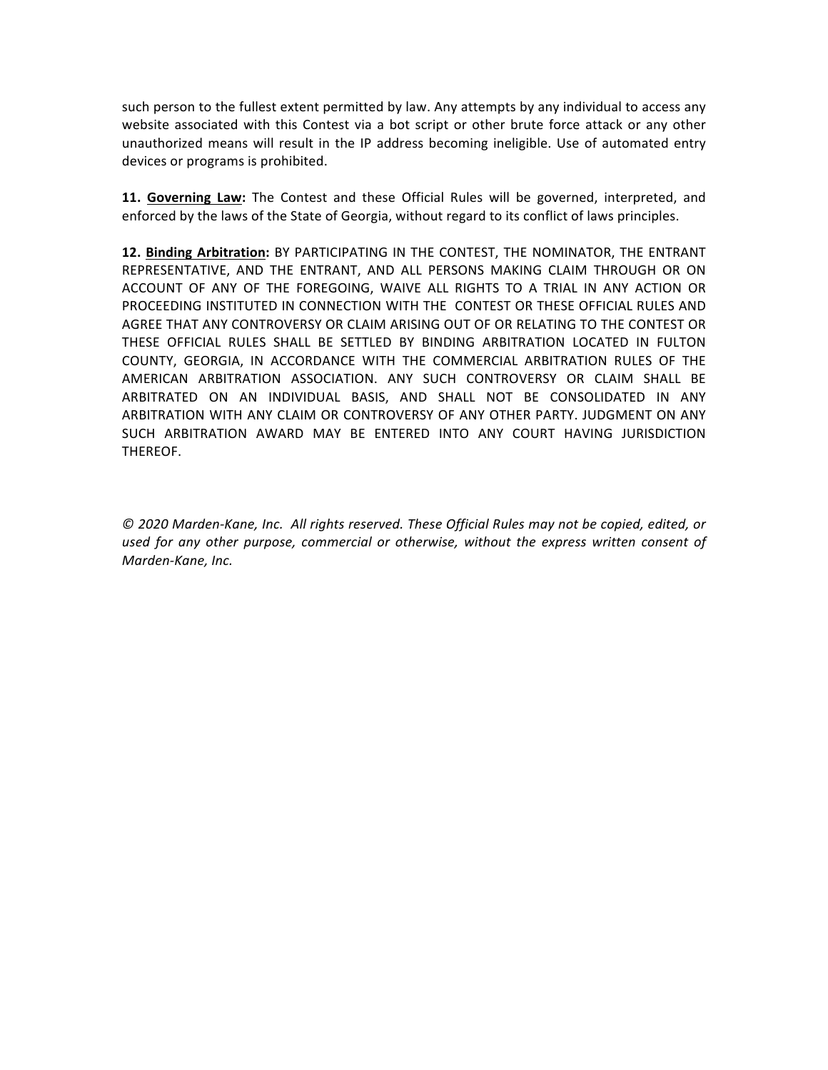such person to the fullest extent permitted by law. Any attempts by any individual to access any website associated with this Contest via a bot script or other brute force attack or any other unauthorized means will result in the IP address becoming ineligible. Use of automated entry devices or programs is prohibited.

**11. Governing Law:** The Contest and these Official Rules will be governed, interpreted, and enforced by the laws of the State of Georgia, without regard to its conflict of laws principles.

**12. Binding Arbitration:** BY PARTICIPATING IN THE CONTEST, THE NOMINATOR, THE ENTRANT REPRESENTATIVE, AND THE ENTRANT, AND ALL PERSONS MAKING CLAIM THROUGH OR ON ACCOUNT OF ANY OF THE FOREGOING, WAIVE ALL RIGHTS TO A TRIAL IN ANY ACTION OR PROCEEDING INSTITUTED IN CONNECTION WITH THE CONTEST OR THESE OFFICIAL RULES AND AGREE THAT ANY CONTROVERSY OR CLAIM ARISING OUT OF OR RELATING TO THE CONTEST OR THESE OFFICIAL RULES SHALL BE SETTLED BY BINDING ARBITRATION LOCATED IN FULTON COUNTY, GEORGIA, IN ACCORDANCE WITH THE COMMERCIAL ARBITRATION RULES OF THE AMERICAN ARBITRATION ASSOCIATION. ANY SUCH CONTROVERSY OR CLAIM SHALL BE ARBITRATED ON AN INDIVIDUAL BASIS, AND SHALL NOT BE CONSOLIDATED IN ANY ARBITRATION WITH ANY CLAIM OR CONTROVERSY OF ANY OTHER PARTY. JUDGMENT ON ANY SUCH ARBITRATION AWARD MAY BE ENTERED INTO ANY COURT HAVING JURISDICTION THEREOF.

*© 2020 Marden-Kane, Inc. All rights reserved. These Official Rules may not be copied, edited, or used for any other purpose, commercial or otherwise, without the express written consent of Marden-Kane, Inc.*